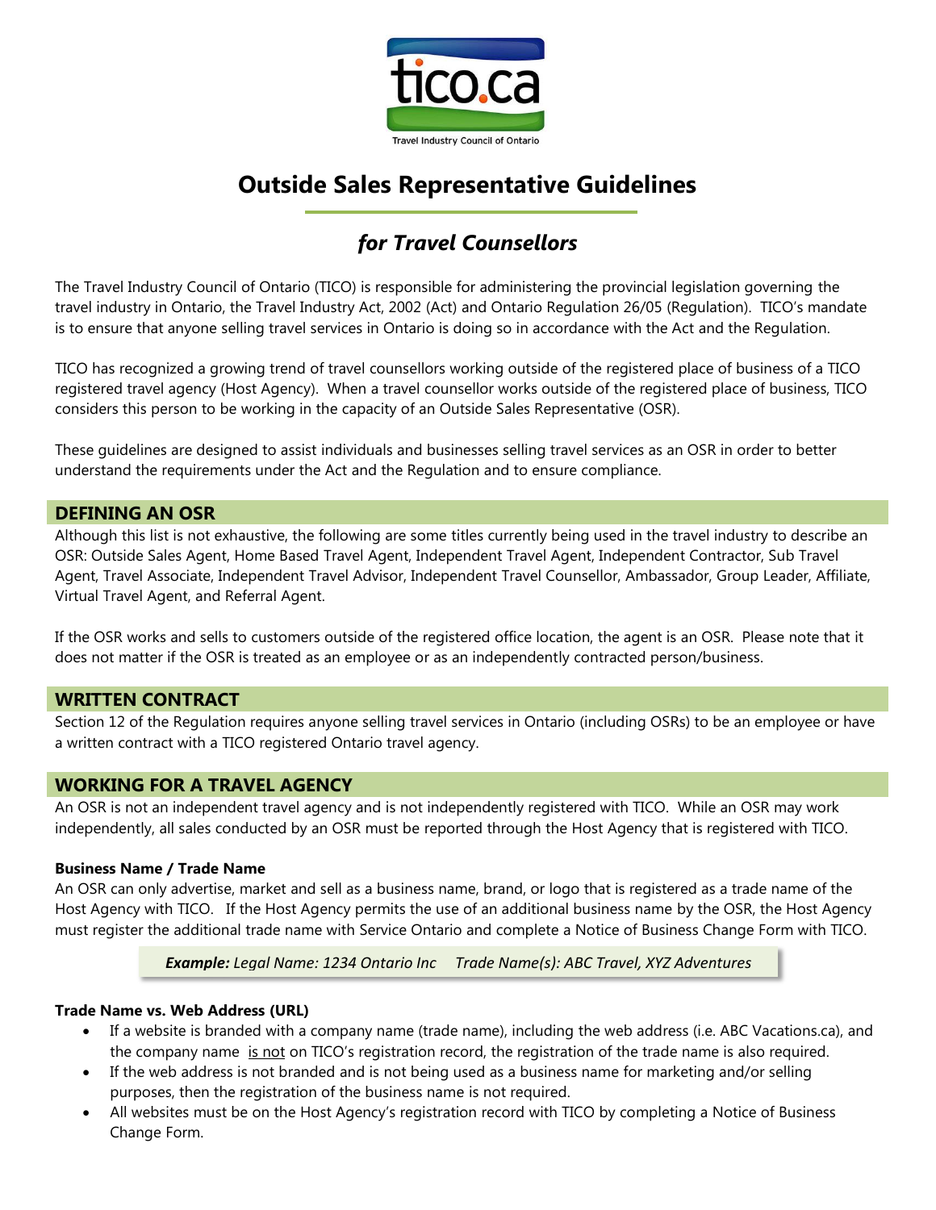tico.ca

Travel Industry Council of Ontario

# Outside Sales Representative Guidelines

## *for Travel Counsellors*

The Travel Industry Council of Ontario (TICO) is responsible for administering the provincial legislation governing the travel industry in Ontario, the Travel Industry Act, 2002 (Act) and Ontario Regulation 26/05 (Regulation). TICO's mandate is to ensure that anyone selling travel services in Ontario is doing so in accordance with the Act and the Regulation.

TICO has recognized a growing trend of travel counsellors working outside of the registered place of business of a TICO registered travel agency (Host Agency). When a travel counsellor works outside of the registered place of business, TICO considers this person to be working in the capacity of an Outside Sales Representative (OSR).

These guidelines are designed to assist individuals and businesses selling travel services as an OSR in order to better understand the requirements under the Act and the Regulation and to ensure compliance.

## DEFINING AN OSR

Although this list is not exhaustive, the following are some titles currently being used in the travel industry to describe an OSR: Outside Sales Agent, Home Based Travel Agent, Independent Travel Agent, Independent Contractor, Sub Travel Agent, Travel Associate, Independent Travel Advisor, Independent Travel Counsellor, Ambassador, Group Leader, Affiliate, Virtual Travel Agent, and Referral Agent.

If the OSR works and sells to customers outside of the registered office location, the agent is an OSR. Please note that it does not matter if the OSR is treated as an employee or as an independently contracted person/business.

## WRITTEN CONTRACT

Section 12 of the Regulation requires anyone selling travel services in Ontario (including OSRs) to be an employee or have a written contract with a TICO registered Ontario travel agency.

## WORKING FOR A TRAVEL AGENCY

An OSR is not an independent travel agency and is not independently registered with TICO. While an OSR may work independently, all sales conducted by an OSR must be reported through the Host Agency that is registered with TICO.

### Business Name / Trade Name

An OSR can only advertise, market and sell as a business name, brand, or logo that is registered as a trade name of the Host Agency with TICO. If the Host Agency permits the use of an additional business name by the OSR, the Host Agency must register the additional trade name with Service Ontario and complete a Notice of Business Change Form with TICO.

> ***Example:*** *Legal Name: 1234 Ontario Inc Trade Name(s): ABC Travel, XYZ Adventures*

### Trade Name vs. Web Address (URL)

- If a website is branded with a company name (trade name), including the web address (i.e. ABC Vacations.ca), and the company name <u>is not</u> on TICO's registration record, the registration of the trade name is also required.
- If the web address is not branded and is not being used as a business name for marketing and/or selling purposes, then the registration of the business name is not required.
- All websites must be on the Host Agency's registration record with TICO by completing a Notice of Business Change Form.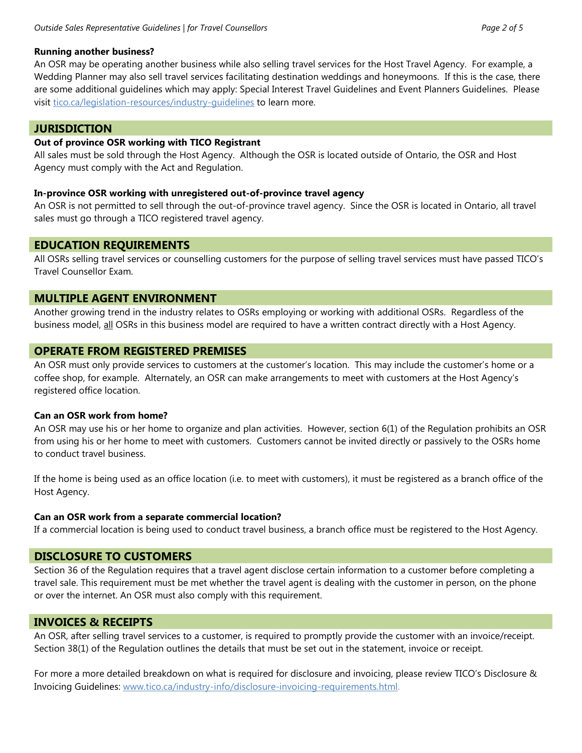### Running another business?

An OSR may be operating another business while also selling travel services for the Host Travel Agency. For example, a Wedding Planner may also sell travel services facilitating destination weddings and honeymoons. If this is the case, there are some additional guidelines which may apply: Special Interest Travel Guidelines and Event Planners Guidelines. Please visit [tico.ca/legislation-resources/industry-guidelines](tico.ca/legislation-resources/industry-guidelines) to learn more.

## JURISDICTION

### Out of province OSR working with TICO Registrant

All sales must be sold through the Host Agency. Although the OSR is located outside of Ontario, the OSR and Host Agency must comply with the Act and Regulation.

### In-province OSR working with unregistered out-of-province travel agency

An OSR is not permitted to sell through the out-of-province travel agency. Since the OSR is located in Ontario, all travel sales must go through a TICO registered travel agency.

## EDUCATION REQUIREMENTS

All OSRs selling travel services or counselling customers for the purpose of selling travel services must have passed TICO's Travel Counsellor Exam.

## MULTIPLE AGENT ENVIRONMENT

Another growing trend in the industry relates to OSRs employing or working with additional OSRs. Regardless of the business model, <u>all</u> OSRs in this business model are required to have a written contract directly with a Host Agency.

## OPERATE FROM REGISTERED PREMISES

An OSR must only provide services to customers at the customer's location. This may include the customer's home or a coffee shop, for example. Alternately, an OSR can make arrangements to meet with customers at the Host Agency's registered office location.

### Can an OSR work from home?

An OSR may use his or her home to organize and plan activities. However, section 6(1) of the Regulation prohibits an OSR from using his or her home to meet with customers. Customers cannot be invited directly or passively to the OSRs home to conduct travel business.

If the home is being used as an office location (i.e. to meet with customers), it must be registered as a branch office of the Host Agency.

### Can an OSR work from a separate commercial location?

If a commercial location is being used to conduct travel business, a branch office must be registered to the Host Agency.

## DISCLOSURE TO CUSTOMERS

Section 36 of the Regulation requires that a travel agent disclose certain information to a customer before completing a travel sale. This requirement must be met whether the travel agent is dealing with the customer in person, on the phone or over the internet. An OSR must also comply with this requirement.

## INVOICES & RECEIPTS

An OSR, after selling travel services to a customer, is required to promptly provide the customer with an invoice/receipt. Section 38(1) of the Regulation outlines the details that must be set out in the statement, invoice or receipt.

For more a more detailed breakdown on what is required for disclosure and invoicing, please review TICO's Disclosure & Invoicing Guidelines: [www.tico.ca/industry-info/disclosure-invoicing-requirements.html](www.tico.ca/industry-info/disclosure-invoicing-requirements.html).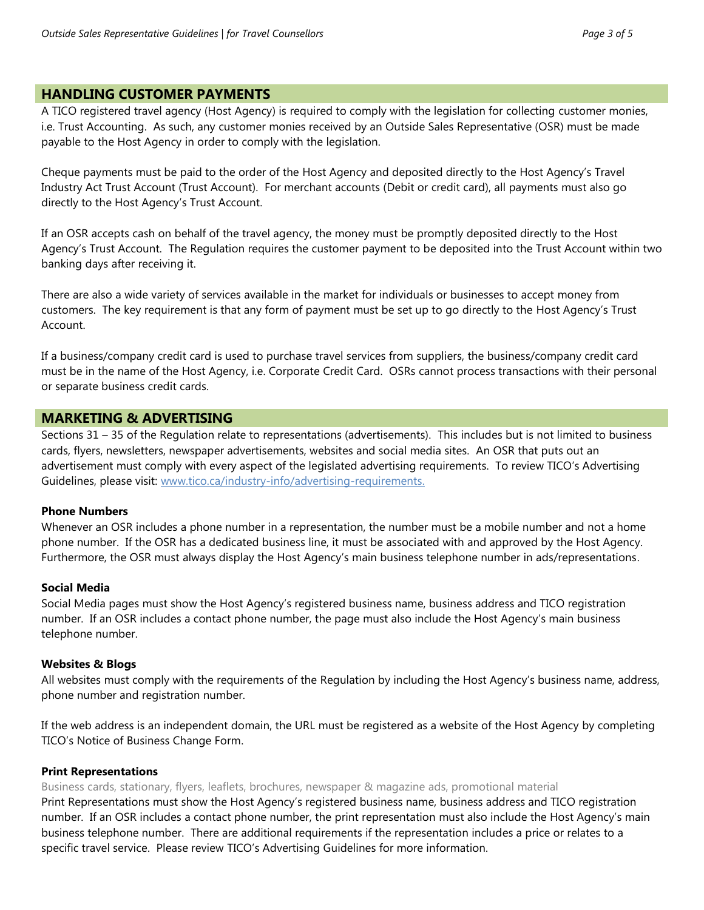## HANDLING CUSTOMER PAYMENTS

A TICO registered travel agency (Host Agency) is required to comply with the legislation for collecting customer monies, i.e. Trust Accounting. As such, any customer monies received by an Outside Sales Representative (OSR) must be made payable to the Host Agency in order to comply with the legislation.

Cheque payments must be paid to the order of the Host Agency and deposited directly to the Host Agency's Travel Industry Act Trust Account (Trust Account). For merchant accounts (Debit or credit card), all payments must also go directly to the Host Agency's Trust Account.

If an OSR accepts cash on behalf of the travel agency, the money must be promptly deposited directly to the Host Agency's Trust Account. The Regulation requires the customer payment to be deposited into the Trust Account within two banking days after receiving it.

There are also a wide variety of services available in the market for individuals or businesses to accept money from customers. The key requirement is that any form of payment must be set up to go directly to the Host Agency's Trust Account.

If a business/company credit card is used to purchase travel services from suppliers, the business/company credit card must be in the name of the Host Agency, i.e. Corporate Credit Card. OSRs cannot process transactions with their personal or separate business credit cards.

## MARKETING & ADVERTISING

Sections 31 – 35 of the Regulation relate to representations (advertisements). This includes but is not limited to business cards, flyers, newsletters, newspaper advertisements, websites and social media sites. An OSR that puts out an advertisement must comply with every aspect of the legislated advertising requirements. To review TICO's Advertising Guidelines, please visit: www.tico.ca/industry-info/advertising-requirements.

### Phone Numbers

Whenever an OSR includes a phone number in a representation, the number must be a mobile number and not a home phone number. If the OSR has a dedicated business line, it must be associated with and approved by the Host Agency. Furthermore, the OSR must always display the Host Agency's main business telephone number in ads/representations.

### Social Media

Social Media pages must show the Host Agency's registered business name, business address and TICO registration number. If an OSR includes a contact phone number, the page must also include the Host Agency's main business telephone number.

### Websites & Blogs

All websites must comply with the requirements of the Regulation by including the Host Agency's business name, address, phone number and registration number.

If the web address is an independent domain, the URL must be registered as a website of the Host Agency by completing TICO's Notice of Business Change Form.

### Print Representations

Business cards, stationary, flyers, leaflets, brochures, newspaper & magazine ads, promotional material

Print Representations must show the Host Agency's registered business name, business address and TICO registration number. If an OSR includes a contact phone number, the print representation must also include the Host Agency's main business telephone number. There are additional requirements if the representation includes a price or relates to a specific travel service. Please review TICO's Advertising Guidelines for more information.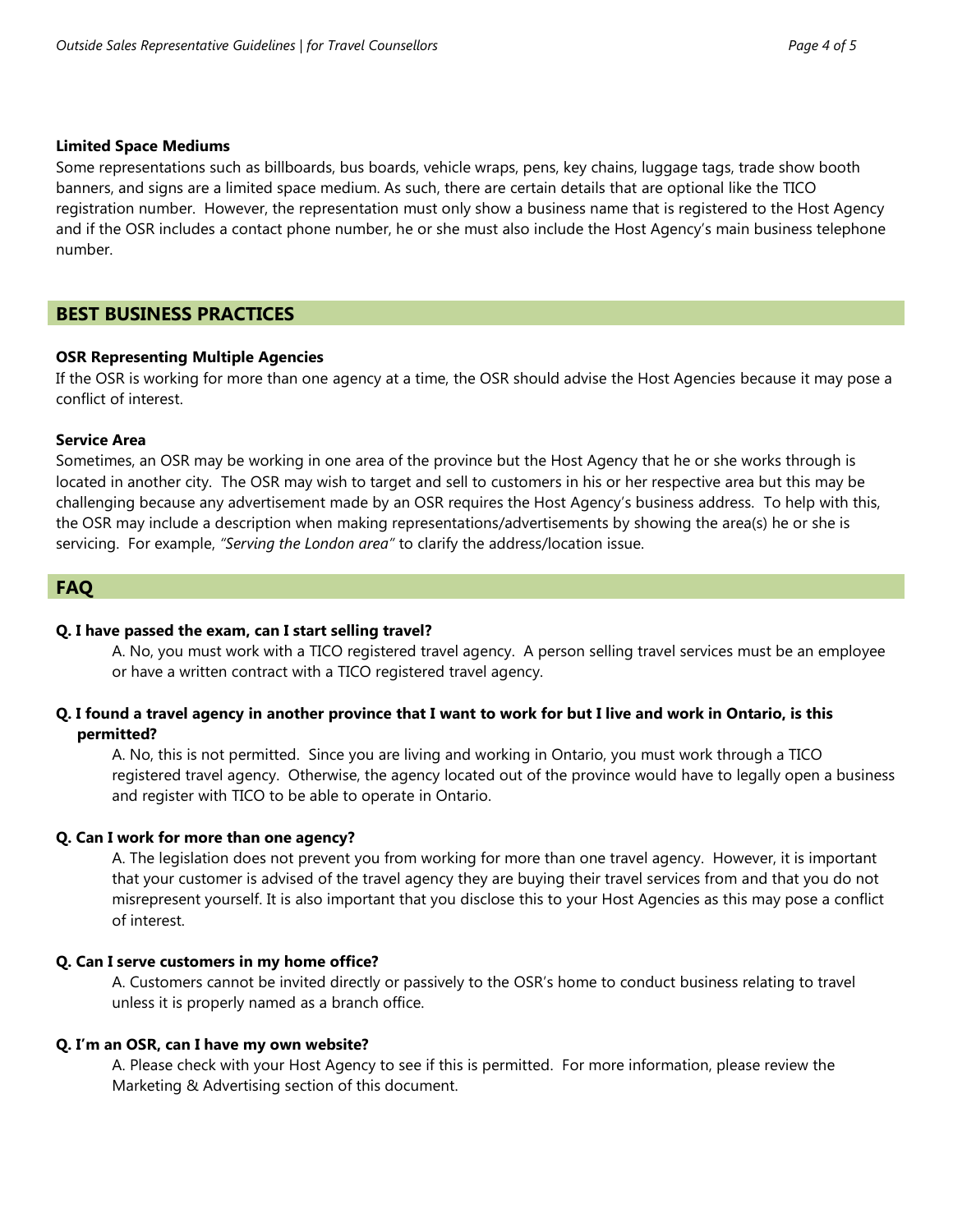### Limited Space Mediums

Some representations such as billboards, bus boards, vehicle wraps, pens, key chains, luggage tags, trade show booth banners, and signs are a limited space medium. As such, there are certain details that are optional like the TICO registration number. However, the representation must only show a business name that is registered to the Host Agency and if the OSR includes a contact phone number, he or she must also include the Host Agency's main business telephone number.

## BEST BUSINESS PRACTICES

### OSR Representing Multiple Agencies

If the OSR is working for more than one agency at a time, the OSR should advise the Host Agencies because it may pose a conflict of interest.

### Service Area

Sometimes, an OSR may be working in one area of the province but the Host Agency that he or she works through is located in another city. The OSR may wish to target and sell to customers in his or her respective area but this may be challenging because any advertisement made by an OSR requires the Host Agency's business address. To help with this, the OSR may include a description when making representations/advertisements by showing the area(s) he or she is servicing. For example, *"Serving the London area"* to clarify the address/location issue.

## FAQ

**Q. I have passed the exam, can I start selling travel?**

A. No, you must work with a TICO registered travel agency. A person selling travel services must be an employee or have a written contract with a TICO registered travel agency.

**Q. I found a travel agency in another province that I want to work for but I live and work in Ontario, is this permitted?**

A. No, this is not permitted. Since you are living and working in Ontario, you must work through a TICO registered travel agency. Otherwise, the agency located out of the province would have to legally open a business and register with TICO to be able to operate in Ontario.

**Q. Can I work for more than one agency?**

A. The legislation does not prevent you from working for more than one travel agency. However, it is important that your customer is advised of the travel agency they are buying their travel services from and that you do not misrepresent yourself. It is also important that you disclose this to your Host Agencies as this may pose a conflict of interest.

**Q. Can I serve customers in my home office?**

A. Customers cannot be invited directly or passively to the OSR's home to conduct business relating to travel unless it is properly named as a branch office.

**Q. I'm an OSR, can I have my own website?**

A. Please check with your Host Agency to see if this is permitted. For more information, please review the Marketing & Advertising section of this document.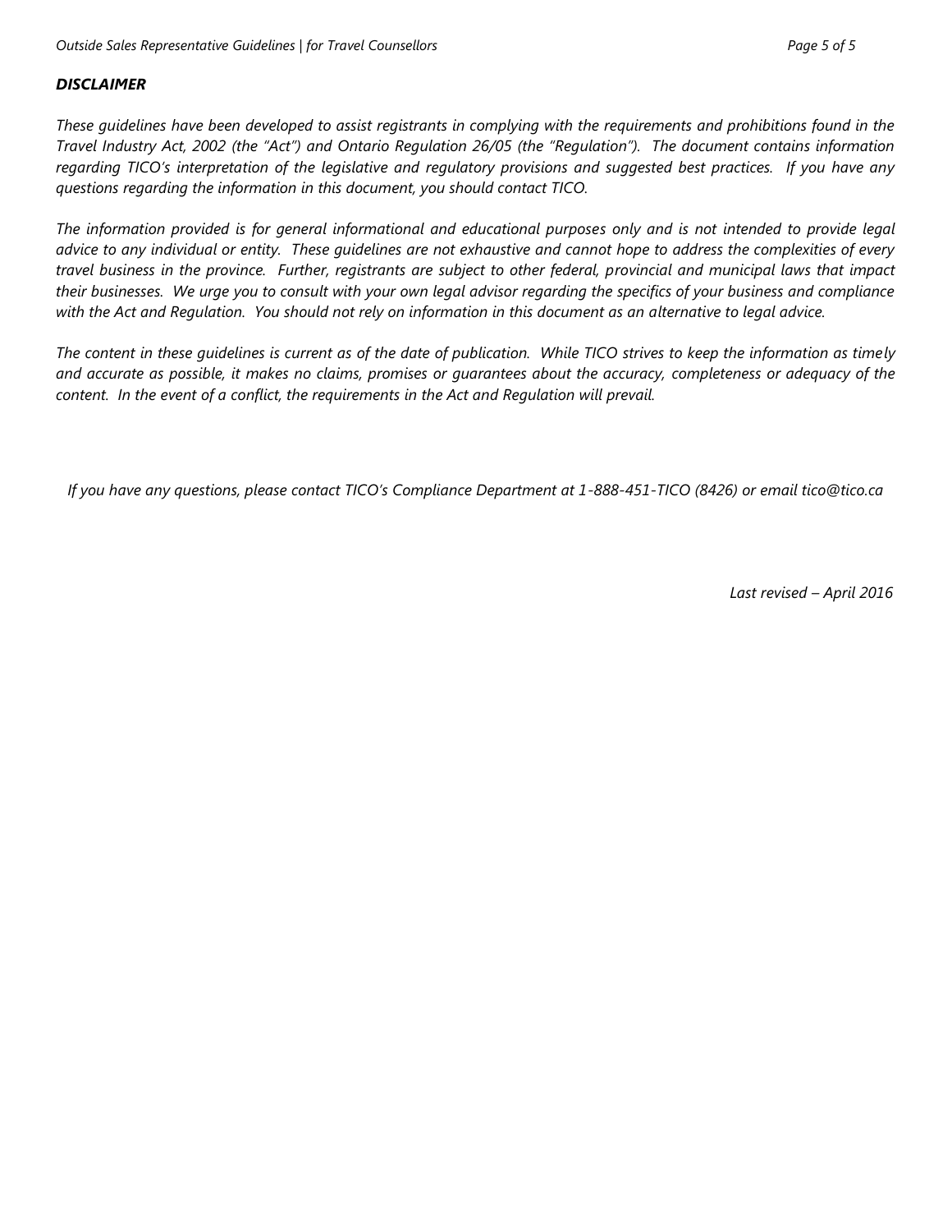### *DISCLAIMER*

*These guidelines have been developed to assist registrants in complying with the requirements and prohibitions found in the Travel Industry Act, 2002 (the "Act") and Ontario Regulation 26/05 (the "Regulation"). The document contains information regarding TICO's interpretation of the legislative and regulatory provisions and suggested best practices. If you have any questions regarding the information in this document, you should contact TICO.*

*The information provided is for general informational and educational purposes only and is not intended to provide legal advice to any individual or entity. These guidelines are not exhaustive and cannot hope to address the complexities of every travel business in the province. Further, registrants are subject to other federal, provincial and municipal laws that impact their businesses. We urge you to consult with your own legal advisor regarding the specifics of your business and compliance with the Act and Regulation. You should not rely on information in this document as an alternative to legal advice.*

*The content in these guidelines is current as of the date of publication. While TICO strives to keep the information as timely and accurate as possible, it makes no claims, promises or guarantees about the accuracy, completeness or adequacy of the content. In the event of a conflict, the requirements in the Act and Regulation will prevail.*

*If you have any questions, please contact TICO's Compliance Department at 1-888-451-TICO (8426) or email tico@tico.ca*

*Last revised – April 2016*